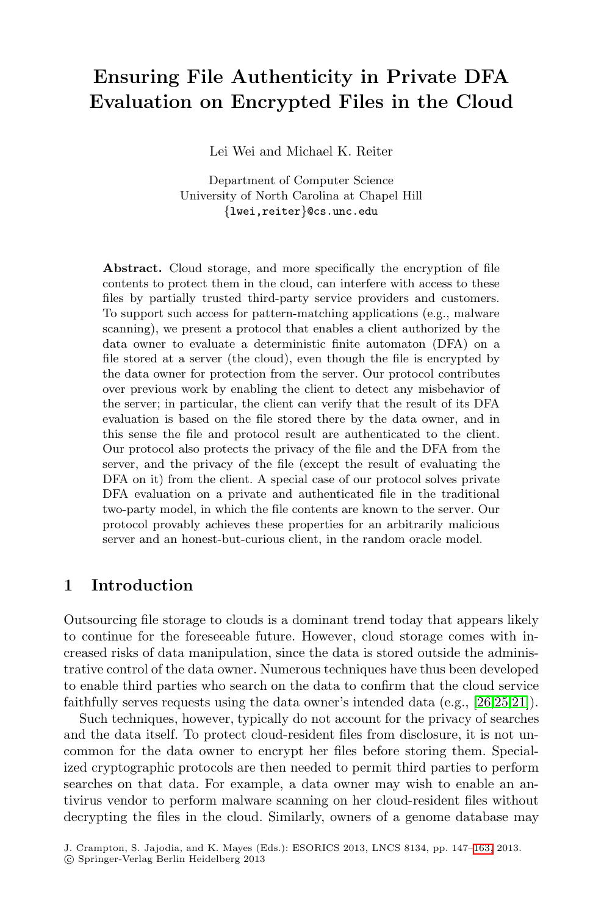# Ensuring File Authenticity in Private DFA Evaluation on Encrypted Files in the Cloud

Lei Wei and Michael K. Reiter

Department of Computer Science
University of North Carolina at Chapel Hill
{lwei,reiter}@cs.unc.edu

**Abstract.** Cloud storage, and more specifically the encryption of file contents to protect them in the cloud, can interfere with access to these files by partially trusted third-party service providers and customers. To support such access for pattern-matching applications (e.g., malware scanning), we present a protocol that enables a client authorized by the data owner to evaluate a deterministic finite automaton (DFA) on a file stored at a server (the cloud), even though the file is encrypted by the data owner for protection from the server. Our protocol contributes over previous work by enabling the client to detect any misbehavior of the server; in particular, the client can verify that the result of its DFA evaluation is based on the file stored there by the data owner, and in this sense the file and protocol result are authenticated to the client. Our protocol also protects the privacy of the file and the DFA from the server, and the privacy of the file (except the result of evaluating the DFA on it) from the client. A special case of our protocol solves private DFA evaluation on a private and authenticated file in the traditional two-party model, in which the file contents are known to the server. Our protocol provably achieves these properties for an arbitrarily malicious server and an honest-but-curious client, in the random oracle model.

## 1 Introduction

Outsourcing file storage to clouds is a dominant trend today that appears likely to continue for the foreseeable future. However, cloud storage comes with increased risks of data manipulation, since the data is stored outside the administrative control of the data owner. Numerous techniques have thus been developed to enable third parties who search on the data to confirm that the cloud service faithfully serves requests using the data owner's intended data (e.g., [26,25,21]).

Such techniques, however, typically do not account for the privacy of searches and the data itself. To protect cloud-resident files from disclosure, it is not uncommon for the data owner to encrypt her files before storing them. Specialized cryptographic protocols are then needed to permit third parties to perform searches on that data. For example, a data owner may wish to enable an antivirus vendor to perform malware scanning on her cloud-resident files without decrypting the files in the cloud. Similarly, owners of a genome database may

J. Crampton, S. Jajodia, and K. Mayes (Eds.): ESORICS 2013, LNCS 8134, pp. 147–163, 2013.
© Springer-Verlag Berlin Heidelberg 2013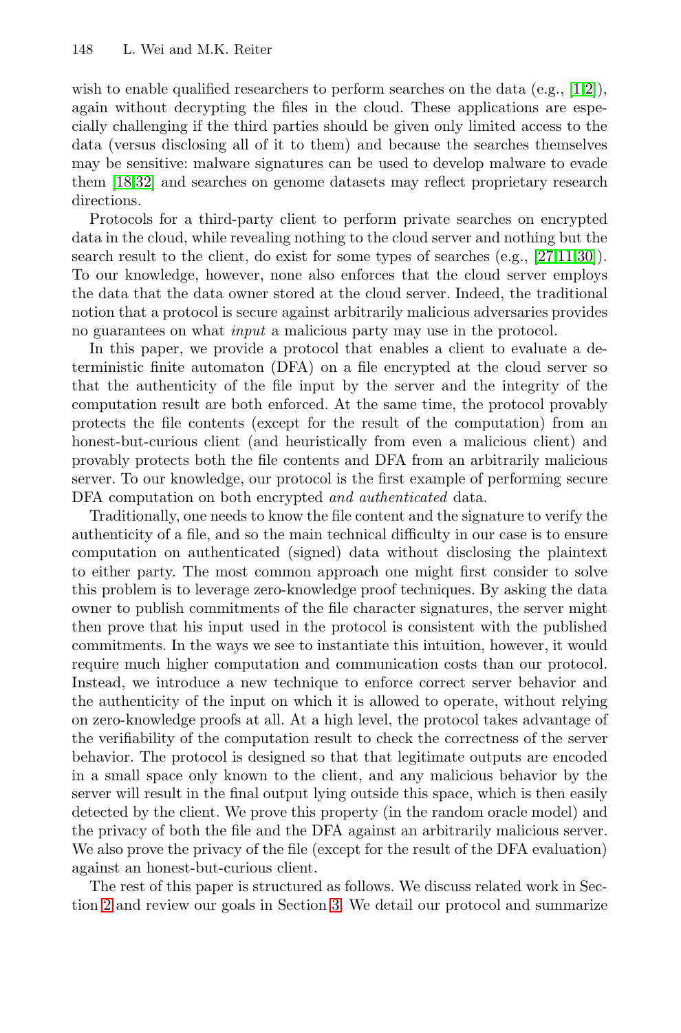wish to enable qualified researchers to perform searches on the data (e.g., [1,2]), again without decrypting the files in the cloud. These applications are especially challenging if the third parties should be given only limited access to the data (versus disclosing all of it to them) and because the searches themselves may be sensitive: malware signatures can be used to develop malware to evade them [18,32] and searches on genome datasets may reflect proprietary research directions.

Protocols for a third-party client to perform private searches on encrypted data in the cloud, while revealing nothing to the cloud server and nothing but the search result to the client, do exist for some types of searches (e.g., [27,11,30]). To our knowledge, however, none also enforces that the cloud server employs the data that the data owner stored at the cloud server. Indeed, the traditional notion that a protocol is secure against arbitrarily malicious adversaries provides no guarantees on what *input* a malicious party may use in the protocol.

In this paper, we provide a protocol that enables a client to evaluate a deterministic finite automaton (DFA) on a file encrypted at the cloud server so that the authenticity of the file input by the server and the integrity of the computation result are both enforced. At the same time, the protocol provably protects the file contents (except for the result of the computation) from an honest-but-curious client (and heuristically from even a malicious client) and provably protects both the file contents and DFA from an arbitrarily malicious server. To our knowledge, our protocol is the first example of performing secure DFA computation on both encrypted *and authenticated* data.

Traditionally, one needs to know the file content and the signature to verify the authenticity of a file, and so the main technical difficulty in our case is to ensure computation on authenticated (signed) data without disclosing the plaintext to either party. The most common approach one might first consider to solve this problem is to leverage zero-knowledge proof techniques. By asking the data owner to publish commitments of the file character signatures, the server might then prove that his input used in the protocol is consistent with the published commitments. In the ways we see to instantiate this intuition, however, it would require much higher computation and communication costs than our protocol. Instead, we introduce a new technique to enforce correct server behavior and the authenticity of the input on which it is allowed to operate, without relying on zero-knowledge proofs at all. At a high level, the protocol takes advantage of the verifiability of the computation result to check the correctness of the server behavior. The protocol is designed so that that legitimate outputs are encoded in a small space only known to the client, and any malicious behavior by the server will result in the final output lying outside this space, which is then easily detected by the client. We prove this property (in the random oracle model) and the privacy of both the file and the DFA against an arbitrarily malicious server. We also prove the privacy of the file (except for the result of the DFA evaluation) against an honest-but-curious client.

The rest of this paper is structured as follows. We discuss related work in Section 2 and review our goals in Section 3. We detail our protocol and summarize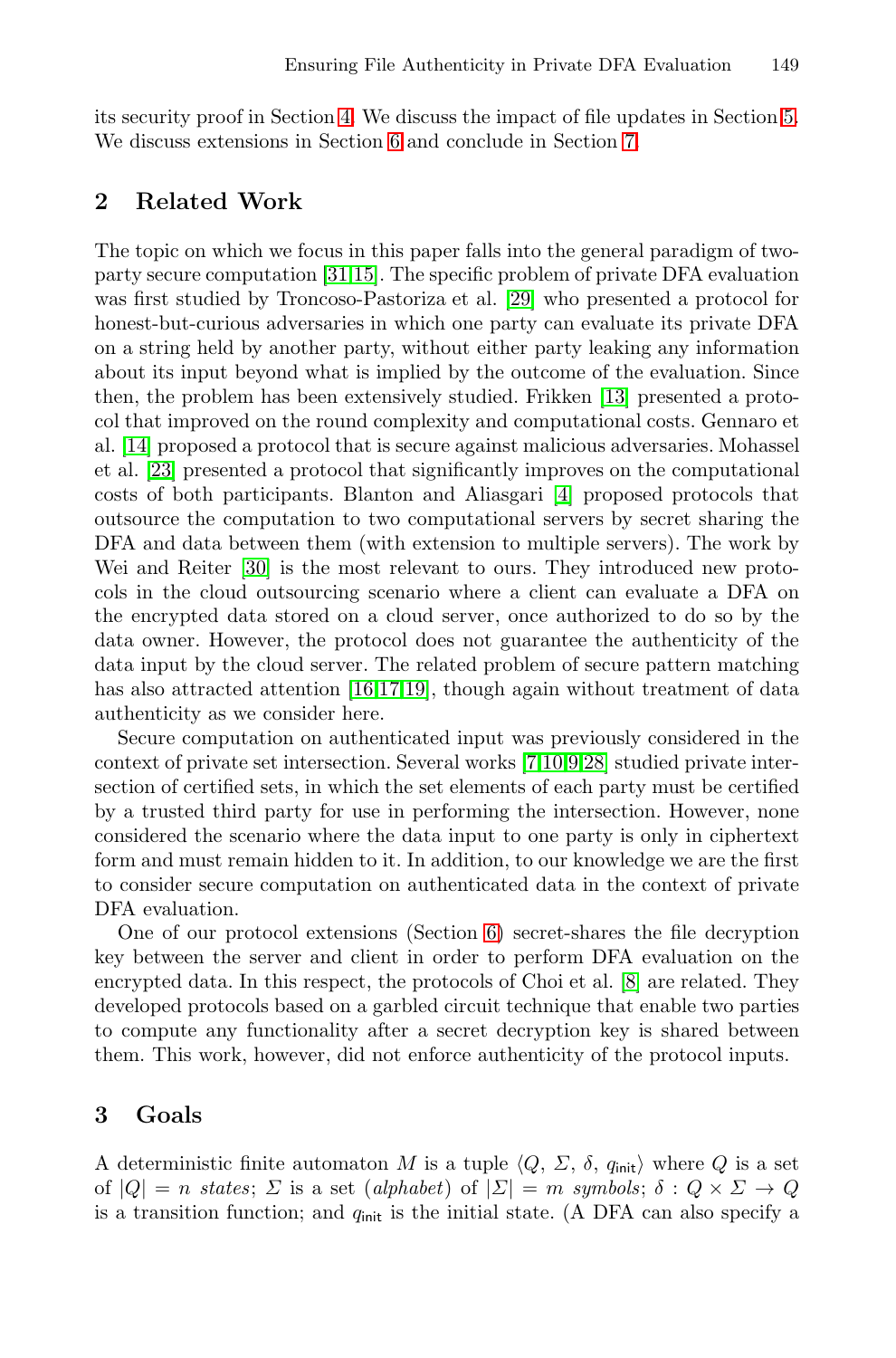its security proof in Section 4. We discuss the impact of file updates in Section 5. We discuss extensions in Section 6 and conclude in Section 7.

## 2 Related Work

The topic on which we focus in this paper falls into the general paradigm of two-party secure computation [31,15]. The specific problem of private DFA evaluation was first studied by Troncoso-Pastoriza et al. [29] who presented a protocol for honest-but-curious adversaries in which one party can evaluate its private DFA on a string held by another party, without either party leaking any information about its input beyond what is implied by the outcome of the evaluation. Since then, the problem has been extensively studied. Frikken [13] presented a protocol that improved on the round complexity and computational costs. Gennaro et al. [14] proposed a protocol that is secure against malicious adversaries. Mohassel et al. [23] presented a protocol that significantly improves on the computational costs of both participants. Blanton and Aliasgari [4] proposed protocols that outsource the computation to two computational servers by secret sharing the DFA and data between them (with extension to multiple servers). The work by Wei and Reiter [30] is the most relevant to ours. They introduced new protocols in the cloud outsourcing scenario where a client can evaluate a DFA on the encrypted data stored on a cloud server, once authorized to do so by the data owner. However, the protocol does not guarantee the authenticity of the data input by the cloud server. The related problem of secure pattern matching has also attracted attention [16,17,19], though again without treatment of data authenticity as we consider here.

Secure computation on authenticated input was previously considered in the context of private set intersection. Several works [7,10,9,28] studied private intersection of certified sets, in which the set elements of each party must be certified by a trusted third party for use in performing the intersection. However, none considered the scenario where the data input to one party is only in ciphertext form and must remain hidden to it. In addition, to our knowledge we are the first to consider secure computation on authenticated data in the context of private DFA evaluation.

One of our protocol extensions (Section 6) secret-shares the file decryption key between the server and client in order to perform DFA evaluation on the encrypted data. In this respect, the protocols of Choi et al. [8] are related. They developed protocols based on a garbled circuit technique that enable two parties to compute any functionality after a secret decryption key is shared between them. This work, however, did not enforce authenticity of the protocol inputs.

## 3 Goals

A deterministic finite automaton $M$ is a tuple $\langle Q, \Sigma, \delta, q_{\mathsf{init}} \rangle$ where $Q$ is a set of $|Q| = n$ *states*; $\Sigma$ is a set (*alphabet*) of $|\Sigma| = m$ *symbols*; $\delta : Q \times \Sigma \to Q$ is a transition function; and $q_{\mathsf{init}}$ is the initial state. (A DFA can also specify a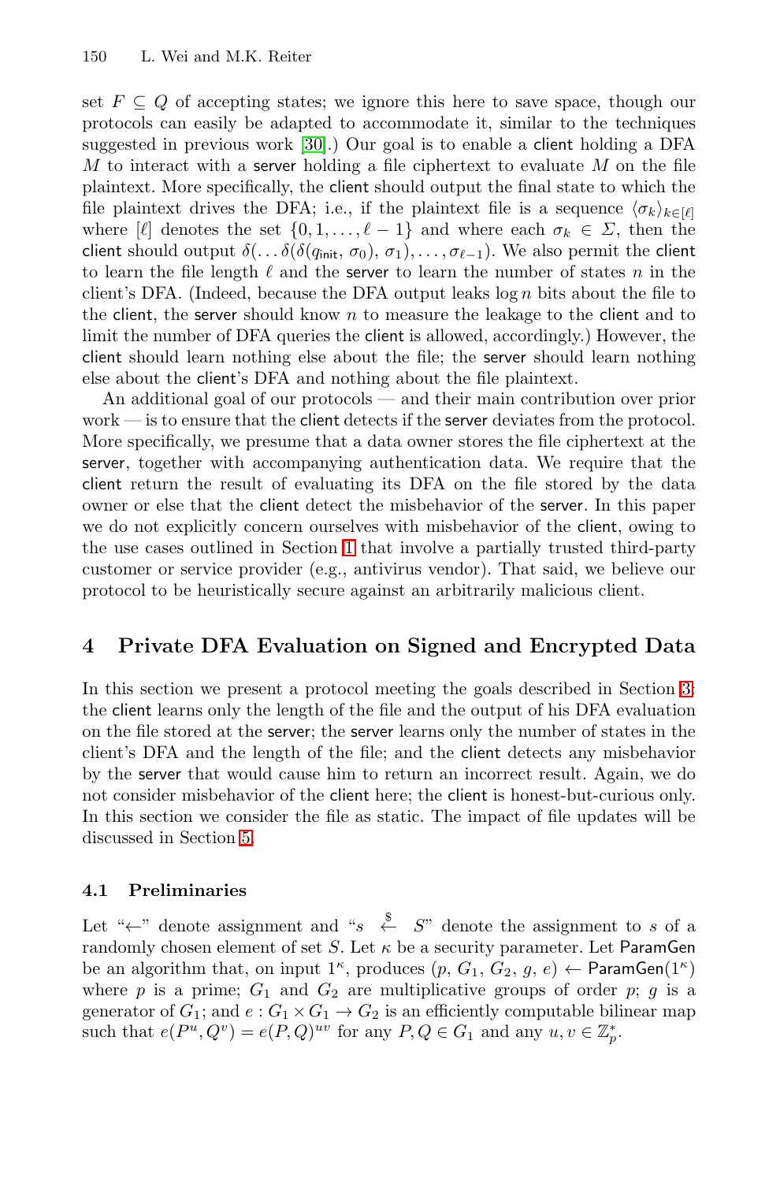set $F \subseteq Q$ of accepting states; we ignore this here to save space, though our protocols can easily be adapted to accommodate it, similar to the techniques suggested in previous work [30].) Our goal is to enable a client holding a DFA $M$ to interact with a server holding a file ciphertext to evaluate $M$ on the file plaintext. More specifically, the client should output the final state to which the file plaintext drives the DFA; i.e., if the plaintext file is a sequence $\langle \sigma_k \rangle_{k \in [\ell]}$ where $[\ell]$ denotes the set $\{0, 1, \ldots, \ell - 1\}$ and where each $\sigma_k \in \Sigma$, then the client should output $\delta(\ldots \delta(\delta(q_{\mathsf{init}}, \sigma_0), \sigma_1), \ldots, \sigma_{\ell-1})$. We also permit the client to learn the file length $\ell$ and the server to learn the number of states $n$ in the client's DFA. (Indeed, because the DFA output leaks $\log n$ bits about the file to the client, the server should know $n$ to measure the leakage to the client and to limit the number of DFA queries the client is allowed, accordingly.) However, the client should learn nothing else about the file; the server should learn nothing else about the client's DFA and nothing about the file plaintext.

An additional goal of our protocols — and their main contribution over prior work — is to ensure that the client detects if the server deviates from the protocol. More specifically, we presume that a data owner stores the file ciphertext at the server, together with accompanying authentication data. We require that the client return the result of evaluating its DFA on the file stored by the data owner or else that the client detect the misbehavior of the server. In this paper we do not explicitly concern ourselves with misbehavior of the client, owing to the use cases outlined in Section 1 that involve a partially trusted third-party customer or service provider (e.g., antivirus vendor). That said, we believe our protocol to be heuristically secure against an arbitrarily malicious client.

## 4 Private DFA Evaluation on Signed and Encrypted Data

In this section we present a protocol meeting the goals described in Section 3: the client learns only the length of the file and the output of his DFA evaluation on the file stored at the server; the server learns only the number of states in the client's DFA and the length of the file; and the client detects any misbehavior by the server that would cause him to return an incorrect result. Again, we do not consider misbehavior of the client here; the client is honest-but-curious only. In this section we consider the file as static. The impact of file updates will be discussed in Section 5.

### 4.1 Preliminaries

Let "$\leftarrow$" denote assignment and "$s \stackrel{\$}{\leftarrow} S$" denote the assignment to $s$ of a randomly chosen element of set $S$. Let $\kappa$ be a security parameter. Let $\mathsf{ParamGen}$ be an algorithm that, on input $1^\kappa$, produces $(p, G_1, G_2, g, e) \leftarrow \mathsf{ParamGen}(1^\kappa)$ where $p$ is a prime; $G_1$ and $G_2$ are multiplicative groups of order $p$; $g$ is a generator of $G_1$; and $e : G_1 \times G_1 \rightarrow G_2$ is an efficiently computable bilinear map such that $e(P^u, Q^v) = e(P, Q)^{uv}$ for any $P, Q \in G_1$ and any $u, v \in \mathbb{Z}_p^*$.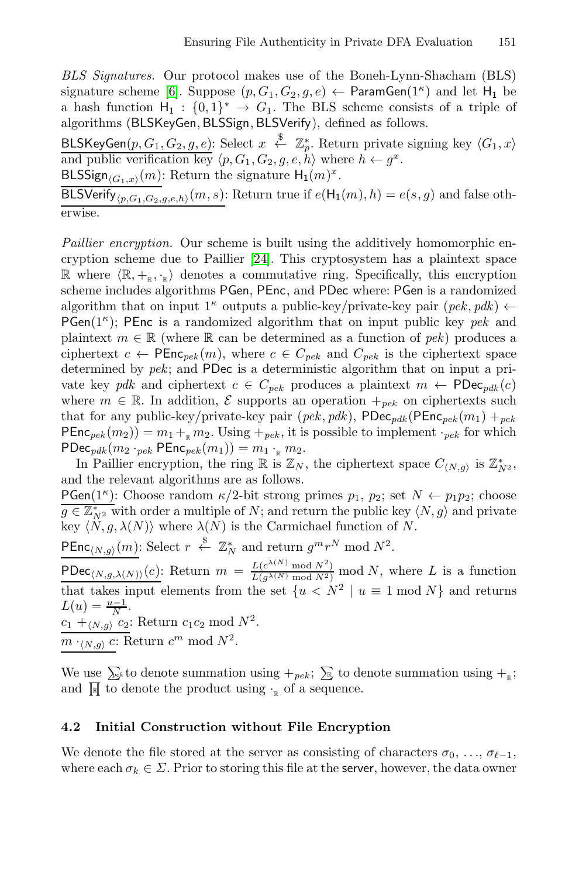*BLS Signatures.* Our protocol makes use of the Boneh-Lynn-Shacham (BLS) signature scheme [6]. Suppose $(p, G_1, G_2, g, e) \leftarrow \mathsf{ParamGen}(1^\kappa)$ and let $\mathsf{H}_1$ be a hash function $\mathsf{H}_1 : \{0,1\}^* \rightarrow G_1$. The BLS scheme consists of a triple of algorithms ($\mathsf{BLSKeyGen}$, $\mathsf{BLSSign}$, $\mathsf{BLSVerify}$), defined as follows.

$\underline{\mathsf{BLSKeyGen}(p, G_1, G_2, g, e)}$: Select $x \stackrel{\$}{\leftarrow} \mathbb{Z}_p^*$. Return private signing key $\langle G_1, x\rangle$ and public verification key $\langle p, G_1, G_2, g, e, h\rangle$ where $h \leftarrow g^x$.

$\underline{\mathsf{BLSSign}_{\langle G_1,x\rangle}(m)}$: Return the signature $\mathsf{H}_1(m)^x$.

$\underline{\mathsf{BLSVerify}_{\langle p,G_1,G_2,g,e,h\rangle}(m, s)}$: Return true if $e(\mathsf{H}_1(m), h) = e(s, g)$ and false otherwise.

*Paillier encryption.* Our scheme is built using the additively homomorphic encryption scheme due to Paillier [24]. This cryptosystem has a plaintext space $\mathbb{R}$ where $\langle \mathbb{R}, +_{\mathbb{R}}, \cdot_{\mathbb{R}}\rangle$ denotes a commutative ring. Specifically, this encryption scheme includes algorithms $\mathsf{PGen}$, $\mathsf{PEnc}$, and $\mathsf{PDec}$ where: $\mathsf{PGen}$ is a randomized algorithm that on input $1^\kappa$ outputs a public-key/private-key pair $(pek, pdk) \leftarrow \mathsf{PGen}(1^\kappa)$; $\mathsf{PEnc}$ is a randomized algorithm that on input public key $pek$ and plaintext $m \in \mathbb{R}$ (where $\mathbb{R}$ can be determined as a function of $pek$) produces a ciphertext $c \leftarrow \mathsf{PEnc}_{pek}(m)$, where $c \in C_{pek}$ and $C_{pek}$ is the ciphertext space determined by $pek$; and $\mathsf{PDec}$ is a deterministic algorithm that on input a private key $pdk$ and ciphertext $c \in C_{pek}$ produces a plaintext $m \leftarrow \mathsf{PDec}_{pdk}(c)$ where $m \in \mathbb{R}$. In addition, $\mathcal{E}$ supports an operation $+_{pek}$ on ciphertexts such that for any public-key/private-key pair $(pek, pdk)$, $\mathsf{PDec}_{pdk}(\mathsf{PEnc}_{pek}(m_1) +_{pek} \mathsf{PEnc}_{pek}(m_2)) = m_1 +_{\mathbb{R}} m_2$. Using $+_{pek}$, it is possible to implement $\cdot_{pek}$ for which $\mathsf{PDec}_{pdk}(m_2 \cdot_{pek} \mathsf{PEnc}_{pek}(m_1)) = m_1 \cdot_{\mathbb{R}} m_2$.

In Paillier encryption, the ring $\mathbb{R}$ is $\mathbb{Z}_N$, the ciphertext space $C_{\langle N,g\rangle}$ is $\mathbb{Z}^*_{N^2}$, and the relevant algorithms are as follows.

$\underline{\mathsf{PGen}(1^\kappa)}$: Choose random $\kappa/2$-bit strong primes $p_1$, $p_2$; set $N \leftarrow p_1p_2$; choose $g \in \mathbb{Z}^*_{N^2}$ with order a multiple of $N$; and return the public key $\langle N, g\rangle$ and private key $\langle N, g, \lambda(N)\rangle$ where $\lambda(N)$ is the Carmichael function of $N$.

$\underline{\mathsf{PEnc}_{\langle N,g\rangle}(m)}$: Select $r \stackrel{\$}{\leftarrow} \mathbb{Z}_N^*$ and return $g^m r^N \bmod N^2$.

$\underline{\mathsf{PDec}_{\langle N,g,\lambda(N)\rangle}(c)}$: Return $m = \frac{L(c^{\lambda(N)} \bmod N^2)}{L(g^{\lambda(N)} \bmod N^2)} \bmod N$, where $L$ is a function that takes input elements from the set $\{u < N^2 \mid u \equiv 1 \bmod N\}$ and returns $L(u) = \frac{u-1}{N}$.

$\underline{c_1 +_{\langle N,g\rangle} c_2}$: Return $c_1c_2 \bmod N^2$.

$\underline{m \cdot_{\langle N,g\rangle} c}$: Return $c^m \bmod N^2$.

We use $\sum_{pek}$ to denote summation using $+_{pek}$; $\sum_{\mathbb{R}}$ to denote summation using $+_{\mathbb{R}}$; and $\prod_{\mathbb{R}}$ to denote the product using $\cdot_{\mathbb{R}}$ of a sequence.

### 4.2 Initial Construction without File Encryption

We denote the file stored at the server as consisting of characters $\sigma_0, \ldots, \sigma_{\ell-1}$, where each $\sigma_k \in \Sigma$. Prior to storing this file at the server, however, the data owner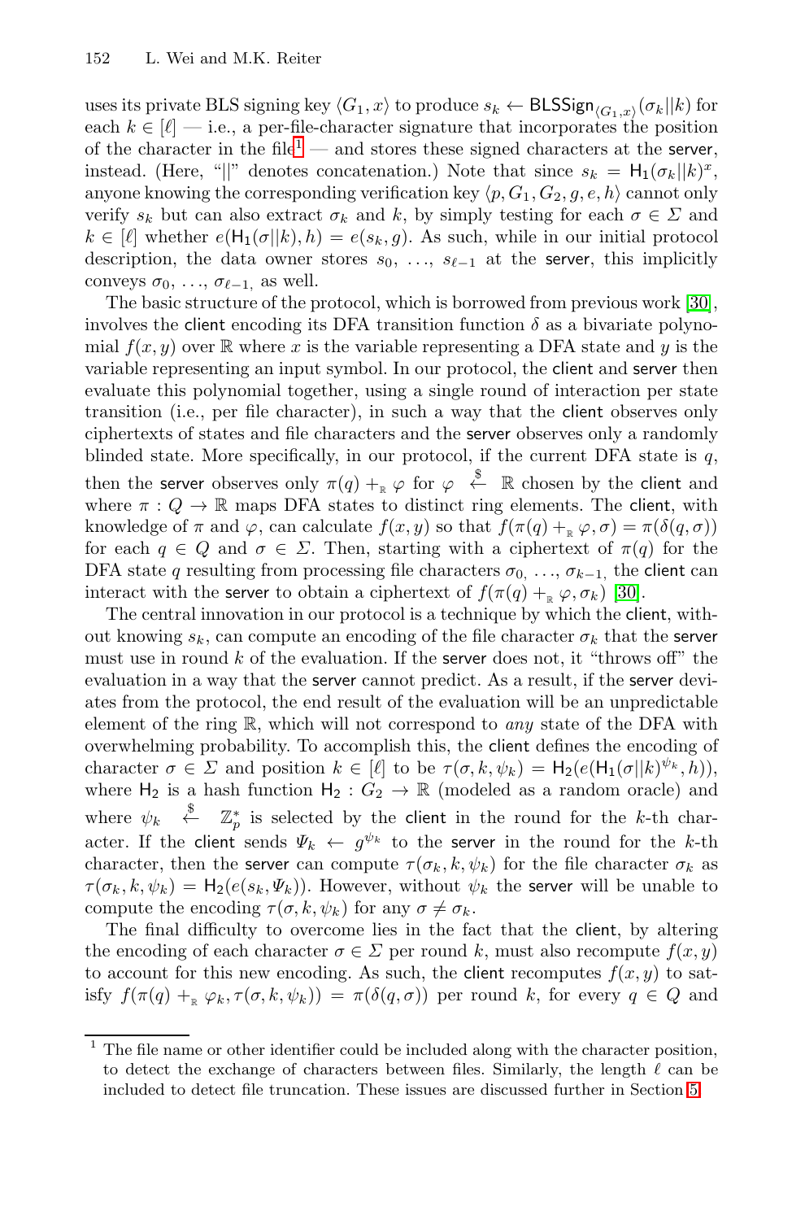uses its private BLS signing key $\langle G_1, x\rangle$ to produce $s_k \leftarrow \mathsf{BLSSign}_{\langle G_1,x\rangle}(\sigma_k||k)$ for each $k \in [\ell]$ — i.e., a per-file-character signature that incorporates the position of the character in the file[1] — and stores these signed characters at the server, instead. (Here, "$||$" denotes concatenation.) Note that since $s_k = \mathsf{H}_1(\sigma_k||k)^x$, anyone knowing the corresponding verification key $\langle p, G_1, G_2, g, e, h\rangle$ cannot only verify $s_k$ but can also extract $\sigma_k$ and $k$, by simply testing for each $\sigma \in \Sigma$ and $k \in [\ell]$ whether $e(\mathsf{H}_1(\sigma||k), h) = e(s_k, g)$. As such, while in our initial protocol description, the data owner stores $s_0, \ldots, s_{\ell-1}$ at the server, this implicitly conveys $\sigma_0, \ldots, \sigma_{\ell-1}$, as well.

The basic structure of the protocol, which is borrowed from previous work [30], involves the client encoding its DFA transition function $\delta$ as a bivariate polynomial $f(x, y)$ over $\mathbb{R}$ where $x$ is the variable representing a DFA state and $y$ is the variable representing an input symbol. In our protocol, the client and server then evaluate this polynomial together, using a single round of interaction per state transition (i.e., per file character), in such a way that the client observes only ciphertexts of states and file characters and the server observes only a randomly blinded state. More specifically, in our protocol, if the current DFA state is $q$, then the server observes only $\pi(q) +_{\mathbb{R}} \varphi$ for $\varphi \stackrel{\$}{\leftarrow} \mathbb{R}$ chosen by the client and where $\pi : Q \to \mathbb{R}$ maps DFA states to distinct ring elements. The client, with knowledge of $\pi$ and $\varphi$, can calculate $f(x, y)$ so that $f(\pi(q) +_{\mathbb{R}} \varphi, \sigma) = \pi(\delta(q, \sigma))$ for each $q \in Q$ and $\sigma \in \Sigma$. Then, starting with a ciphertext of $\pi(q)$ for the DFA state $q$ resulting from processing file characters $\sigma_0, \ldots, \sigma_{k-1}$, the client can interact with the server to obtain a ciphertext of $f(\pi(q) +_{\mathbb{R}} \varphi, \sigma_k)$ [30].

The central innovation in our protocol is a technique by which the client, without knowing $s_k$, can compute an encoding of the file character $\sigma_k$ that the server must use in round $k$ of the evaluation. If the server does not, it "throws off" the evaluation in a way that the server cannot predict. As a result, if the server deviates from the protocol, the end result of the evaluation will be an unpredictable element of the ring $\mathbb{R}$, which will not correspond to *any* state of the DFA with overwhelming probability. To accomplish this, the client defines the encoding of character $\sigma \in \Sigma$ and position $k \in [\ell]$ to be $\tau(\sigma, k, \psi_k) = \mathsf{H}_2(e(\mathsf{H}_1(\sigma||k)^{\psi_k}, h))$, where $\mathsf{H}_2$ is a hash function $\mathsf{H}_2 : G_2 \to \mathbb{R}$ (modeled as a random oracle) and where $\psi_k \stackrel{\$}{\leftarrow} \mathbb{Z}_p^*$ is selected by the client in the round for the $k$-th character. If the client sends $\Psi_k \leftarrow g^{\psi_k}$ to the server in the round for the $k$-th character, then the server can compute $\tau(\sigma_k, k, \psi_k)$ for the file character $\sigma_k$ as $\tau(\sigma_k, k, \psi_k) = \mathsf{H}_2(e(s_k, \Psi_k))$. However, without $\psi_k$ the server will be unable to compute the encoding $\tau(\sigma, k, \psi_k)$ for any $\sigma \neq \sigma_k$.

The final difficulty to overcome lies in the fact that the client, by altering the encoding of each character $\sigma \in \Sigma$ per round $k$, must also recompute $f(x, y)$ to account for this new encoding. As such, the client recomputes $f(x, y)$ to satisfy $f(\pi(q) +_{\mathbb{R}} \varphi_k, \tau(\sigma, k, \psi_k)) = \pi(\delta(q, \sigma))$ per round $k$, for every $q \in Q$ and

[1] The file name or other identifier could be included along with the character position, to detect the exchange of characters between files. Similarly, the length $\ell$ can be included to detect file truncation. These issues are discussed further in Section 5.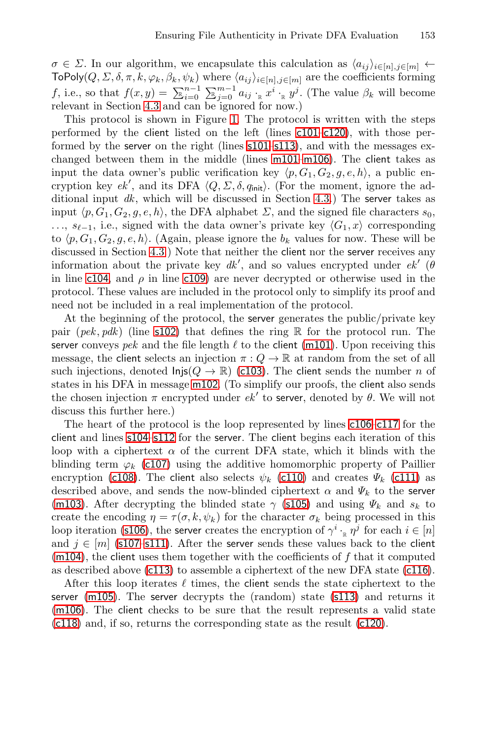$\sigma \in \Sigma$. In our algorithm, we encapsulate this calculation as $\langle a_{ij} \rangle_{i \in [n], j \in [m]} \leftarrow \mathsf{ToPoly}(Q, \Sigma, \delta, \pi, k, \varphi_k, \beta_k, \psi_k)$ where $\langle a_{ij} \rangle_{i \in [n], j \in [m]}$ are the coefficients forming $f$, i.e., so that $f(x, y) = \sum_{i=0}^{n-1}{}_{\mathbb{R}} \sum_{j=0}^{m-1}{}_{\mathbb{R}} a_{ij} \cdot_{\mathbb{R}} x^i \cdot_{\mathbb{R}} y^j$. (The value $\beta_k$ will become relevant in Section 4.3 and can be ignored for now.)

This protocol is shown in Figure 1. The protocol is written with the steps performed by the client listed on the left (lines c101–c120), with those performed by the server on the right (lines s101–s113), and with the messages exchanged between them in the middle (lines m101–m106). The client takes as input the data owner's public verification key $\langle p, G_1, G_2, g, e, h \rangle$, a public encryption key $ek'$, and its DFA $\langle Q, \Sigma, \delta, q_{\mathsf{init}} \rangle$. (For the moment, ignore the additional input $dk$, which will be discussed in Section 4.3.) The server takes as input $\langle p, G_1, G_2, g, e, h \rangle$, the DFA alphabet $\Sigma$, and the signed file characters $s_0$, $\ldots$, $s_{\ell-1}$, i.e., signed with the data owner's private key $\langle G_1, x \rangle$ corresponding to $\langle p, G_1, G_2, g, e, h \rangle$. (Again, please ignore the $b_k$ values for now. These will be discussed in Section 4.3.) Note that neither the client nor the server receives any information about the private key $dk'$, and so values encrypted under $ek'$ ($\theta$ in line c104, and $\rho$ in line c109) are never decrypted or otherwise used in the protocol. These values are included in the protocol only to simplify its proof and need not be included in a real implementation of the protocol.

At the beginning of the protocol, the server generates the public/private key pair $(pek, pdk)$ (line s102) that defines the ring $\mathbb{R}$ for the protocol run. The server conveys $pek$ and the file length $\ell$ to the client (m101). Upon receiving this message, the client selects an injection $\pi : Q \to \mathbb{R}$ at random from the set of all such injections, denoted $\mathsf{Injs}(Q \to \mathbb{R})$ (c103). The client sends the number $n$ of states in his DFA in message m102. (To simplify our proofs, the client also sends the chosen injection $\pi$ encrypted under $ek'$ to server, denoted by $\theta$. We will not discuss this further here.)

The heart of the protocol is the loop represented by lines c106–c117 for the client and lines s104–s112 for the server. The client begins each iteration of this loop with a ciphertext $\alpha$ of the current DFA state, which it blinds with the blinding term $\varphi_k$ (c107) using the additive homomorphic property of Paillier encryption (c108). The client also selects $\psi_k$ (c110) and creates $\Psi_k$ (c111) as described above, and sends the now-blinded ciphertext $\alpha$ and $\Psi_k$ to the server (m103). After decrypting the blinded state $\gamma$ (s105) and using $\Psi_k$ and $s_k$ to create the encoding $\eta = \tau(\sigma, k, \psi_k)$ for the character $\sigma_k$ being processed in this loop iteration (s106), the server creates the encryption of $\gamma^i \cdot_{\mathbb{R}} \eta^j$ for each $i \in [n]$ and $j \in [m]$ (s107–s111). After the server sends these values back to the client (m104), the client uses them together with the coefficients of $f$ that it computed as described above (c113) to assemble a ciphertext of the new DFA state (c116).

After this loop iterates $\ell$ times, the client sends the state ciphertext to the server (m105). The server decrypts the (random) state (s113) and returns it (m106). The client checks to be sure that the result represents a valid state (c118) and, if so, returns the corresponding state as the result (c120).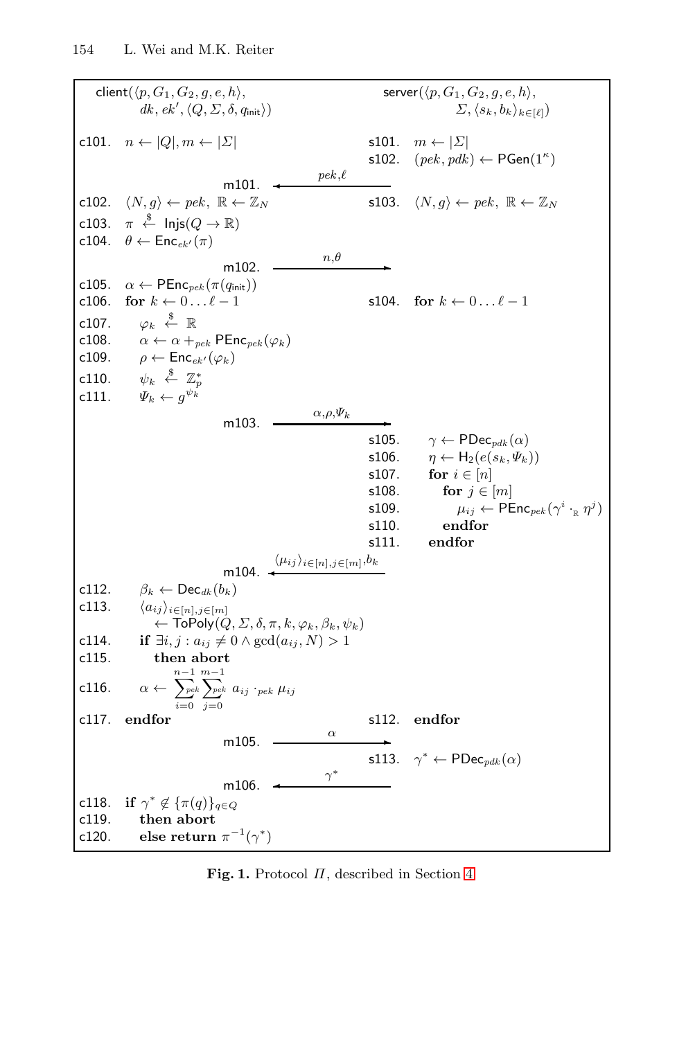client($\langle p, G_1, G_2, g, e, h\rangle$, $dk, ek', \langle Q, \Sigma, \delta, q_{\mathsf{init}}\rangle$)

server($\langle p, G_1, G_2, g, e, h\rangle$, $\Sigma, \langle s_k, b_k\rangle_{k\in[\ell]}$)

| Client | Message | Server |
|---|---|---|
| c101. $n \leftarrow \lvert Q\rvert, m \leftarrow \lvert\Sigma\rvert$ | | s101. $m \leftarrow \lvert\Sigma\rvert$ |
| | | s102. $(pek, pdk) \leftarrow \mathsf{PGen}(1^\kappa)$ |
| | m101. $\xleftarrow{pek,\ell}$ | |
| c102. $\langle N, g\rangle \leftarrow pek,\ \mathbb{R} \leftarrow \mathbb{Z}_N$ | | s103. $\langle N, g\rangle \leftarrow pek,\ \mathbb{R} \leftarrow \mathbb{Z}_N$ |
| c103. $\pi \xleftarrow{\$} \mathsf{Injs}(Q \rightarrow \mathbb{R})$ | | |
| c104. $\theta \leftarrow \mathsf{Enc}_{ek'}(\pi)$ | | |
| | m102. $\xrightarrow{n,\theta}$ | |
| c105. $\alpha \leftarrow \mathsf{PEnc}_{pek}(\pi(q_{\mathsf{init}}))$ | | |
| c106. **for** $k \leftarrow 0 \ldots \ell-1$ | | s104. **for** $k \leftarrow 0 \ldots \ell-1$ |
| c107. $\quad\varphi_k \xleftarrow{\$} \mathbb{R}$ | | |
| c108. $\quad\alpha \leftarrow \alpha +_{pek} \mathsf{PEnc}_{pek}(\varphi_k)$ | | |
| c109. $\quad\rho \leftarrow \mathsf{Enc}_{ek'}(\varphi_k)$ | | |
| c110. $\quad\psi_k \xleftarrow{\$} \mathbb{Z}_p^*$ | | |
| c111. $\quad\Psi_k \leftarrow g^{\psi_k}$ | | |
| | m103. $\xrightarrow{\alpha,\rho,\Psi_k}$ | |
| | | s105. $\quad\gamma \leftarrow \mathsf{PDec}_{pdk}(\alpha)$ |
| | | s106. $\quad\eta \leftarrow \mathsf{H}_2(e(s_k, \Psi_k))$ |
| | | s107. $\quad$**for** $i \in [n]$ |
| | | s108. $\quad\quad$**for** $j \in [m]$ |
| | | s109. $\quad\quad\quad\mu_{ij} \leftarrow \mathsf{PEnc}_{pek}(\gamma^i \cdot_{\mathbb{R}} \eta^j)$ |
| | | s110. $\quad\quad$**endfor** |
| | | s111. $\quad$**endfor** |
| | m104. $\xleftarrow{\langle\mu_{ij}\rangle_{i\in[n],j\in[m]},b_k}$ | |
| c112. $\quad\beta_k \leftarrow \mathsf{Dec}_{dk}(b_k)$ | | |
| c113. $\quad\langle a_{ij}\rangle_{i\in[n],j\in[m]} \leftarrow \mathsf{ToPoly}(Q, \Sigma, \delta, \pi, k, \varphi_k, \beta_k, \psi_k)$ | | |
| c114. $\quad$**if** $\exists i,j : a_{ij} \neq 0 \wedge \gcd(a_{ij}, N) > 1$ | | |
| c115. $\quad\quad$**then abort** | | |
| c116. $\quad\alpha \leftarrow \sum_{i=0}^{n-1}{}_{pek} \sum_{j=0}^{m-1}{}_{pek}\ a_{ij} \cdot_{pek} \mu_{ij}$ | | |
| c117. **endfor** | | s112. **endfor** |
| | m105. $\xrightarrow{\alpha}$ | |
| | | s113. $\gamma^* \leftarrow \mathsf{PDec}_{pdk}(\alpha)$ |
| | m106. $\xleftarrow{\gamma^*}$ | |
| c118. **if** $\gamma^* \notin \{\pi(q)\}_{q\in Q}$ | | |
| c119. $\quad$**then abort** | | |
| c120. $\quad$**else return** $\pi^{-1}(\gamma^*)$ | | |

**Fig. 1.** Protocol $\Pi$, described in Section 4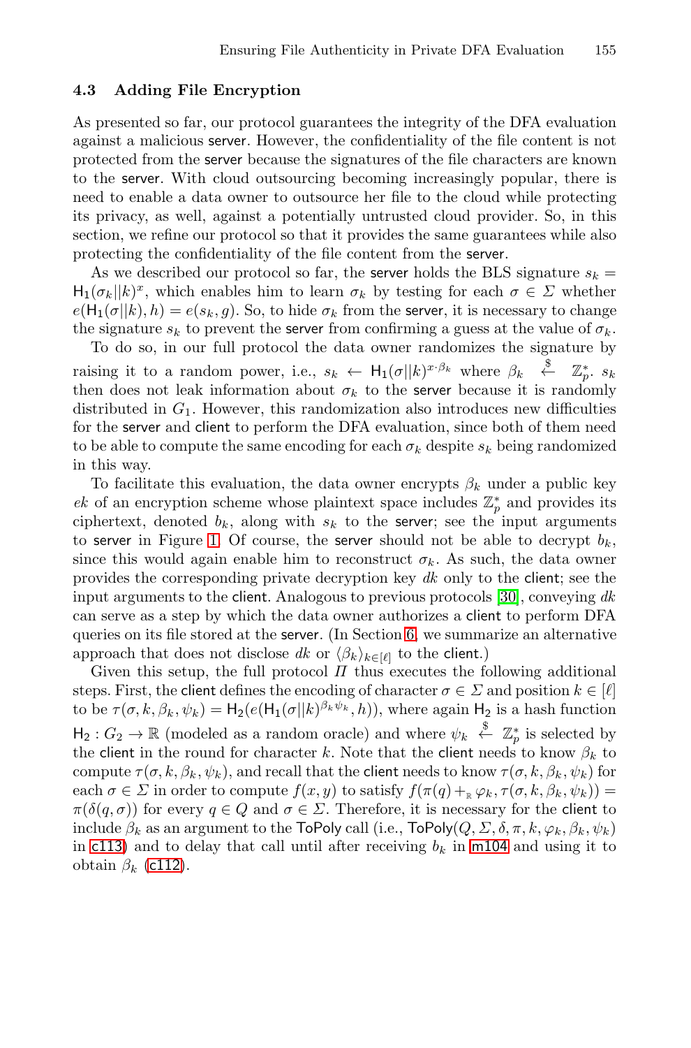### 4.3 Adding File Encryption

As presented so far, our protocol guarantees the integrity of the DFA evaluation against a malicious server. However, the confidentiality of the file content is not protected from the server because the signatures of the file characters are known to the server. With cloud outsourcing becoming increasingly popular, there is need to enable a data owner to outsource her file to the cloud while protecting its privacy, as well, against a potentially untrusted cloud provider. So, in this section, we refine our protocol so that it provides the same guarantees while also protecting the confidentiality of the file content from the server.

As we described our protocol so far, the server holds the BLS signature $s_k = \mathsf{H}_1(\sigma_k || k)^x$, which enables him to learn $\sigma_k$ by testing for each $\sigma \in \Sigma$ whether $e(\mathsf{H}_1(\sigma||k), h) = e(s_k, g)$. So, to hide $\sigma_k$ from the server, it is necessary to change the signature $s_k$ to prevent the server from confirming a guess at the value of $\sigma_k$.

To do so, in our full protocol the data owner randomizes the signature by raising it to a random power, i.e., $s_k \leftarrow \mathsf{H}_1(\sigma||k)^{x \cdot \beta_k}$ where $\beta_k \xleftarrow{\$} \mathbb{Z}_p^*$. $s_k$ then does not leak information about $\sigma_k$ to the server because it is randomly distributed in $G_1$. However, this randomization also introduces new difficulties for the server and client to perform the DFA evaluation, since both of them need to be able to compute the same encoding for each $\sigma_k$ despite $s_k$ being randomized in this way.

To facilitate this evaluation, the data owner encrypts $\beta_k$ under a public key *ek* of an encryption scheme whose plaintext space includes $\mathbb{Z}_p^*$ and provides its ciphertext, denoted $b_k$, along with $s_k$ to the server; see the input arguments to server in Figure 1. Of course, the server should not be able to decrypt $b_k$, since this would again enable him to reconstruct $\sigma_k$. As such, the data owner provides the corresponding private decryption key *dk* only to the client; see the input arguments to the client. Analogous to previous protocols [30], conveying *dk* can serve as a step by which the data owner authorizes a client to perform DFA queries on its file stored at the server. (In Section 6, we summarize an alternative approach that does not disclose *dk* or $\langle \beta_k \rangle_{k \in [\ell]}$ to the client.)

Given this setup, the full protocol $\Pi$ thus executes the following additional steps. First, the client defines the encoding of character $\sigma \in \Sigma$ and position $k \in [\ell]$ to be $\tau(\sigma, k, \beta_k, \psi_k) = \mathsf{H}_2(e(\mathsf{H}_1(\sigma||k)^{\beta_k \psi_k}, h))$, where again $\mathsf{H}_2$ is a hash function $\mathsf{H}_2 : G_2 \to \mathbb{R}$ (modeled as a random oracle) and where $\psi_k \xleftarrow{\$} \mathbb{Z}_p^*$ is selected by the client in the round for character $k$. Note that the client needs to know $\beta_k$ to compute $\tau(\sigma, k, \beta_k, \psi_k)$, and recall that the client needs to know $\tau(\sigma, k, \beta_k, \psi_k)$ for each $\sigma \in \Sigma$ in order to compute $f(x, y)$ to satisfy $f(\pi(q) +_{\mathbb{R}} \varphi_k, \tau(\sigma, k, \beta_k, \psi_k)) = \pi(\delta(q, \sigma))$ for every $q \in Q$ and $\sigma \in \Sigma$. Therefore, it is necessary for the client to include $\beta_k$ as an argument to the ToPoly call (i.e., $\mathsf{ToPoly}(Q, \Sigma, \delta, \pi, k, \varphi_k, \beta_k, \psi_k)$ in c113) and to delay that call until after receiving $b_k$ in m104 and using it to obtain $\beta_k$ (c112).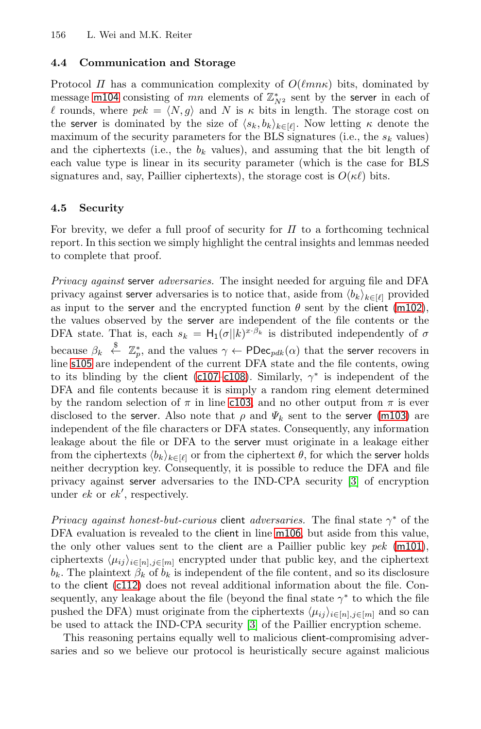### 4.4 Communication and Storage

Protocol $\Pi$ has a communication complexity of $O(\ell mn\kappa)$ bits, dominated by message m104 consisting of $mn$ elements of $\mathbb{Z}_{N^2}^*$ sent by the server in each of $\ell$ rounds, where $pek = \langle N, g \rangle$ and $N$ is $\kappa$ bits in length. The storage cost on the server is dominated by the size of $\langle s_k, b_k \rangle_{k \in [\ell]}$. Now letting $\kappa$ denote the maximum of the security parameters for the BLS signatures (i.e., the $s_k$ values) and the ciphertexts (i.e., the $b_k$ values), and assuming that the bit length of each value type is linear in its security parameter (which is the case for BLS signatures and, say, Paillier ciphertexts), the storage cost is $O(\kappa\ell)$ bits.

### 4.5 Security

For brevity, we defer a full proof of security for $\Pi$ to a forthcoming technical report. In this section we simply highlight the central insights and lemmas needed to complete that proof.

*Privacy against* server *adversaries.* The insight needed for arguing file and DFA privacy against server adversaries is to notice that, aside from $\langle b_k \rangle_{k \in [\ell]}$ provided as input to the server and the encrypted function $\theta$ sent by the client (m102), the values observed by the server are independent of the file contents or the DFA state. That is, each $s_k = \mathsf{H}_1(\sigma || k)^{x \cdot \beta_k}$ is distributed independently of $\sigma$ because $\beta_k \overset{\$}{\leftarrow} \mathbb{Z}_p^*$, and the values $\gamma \leftarrow \mathsf{PDec}_{pdk}(\alpha)$ that the server recovers in line s105 are independent of the current DFA state and the file contents, owing to its blinding by the client (c107–c108). Similarly, $\gamma^*$ is independent of the DFA and file contents because it is simply a random ring element determined by the random selection of $\pi$ in line c103, and no other output from $\pi$ is ever disclosed to the server. Also note that $\rho$ and $\Psi_k$ sent to the server (m103) are independent of the file characters or DFA states. Consequently, any information leakage about the file or DFA to the server must originate in a leakage either from the ciphertexts $\langle b_k \rangle_{k \in [\ell]}$ or from the ciphertext $\theta$, for which the server holds neither decryption key. Consequently, it is possible to reduce the DFA and file privacy against server adversaries to the IND-CPA security [3] of encryption under $ek$ or $ek'$, respectively.

*Privacy against honest-but-curious* client *adversaries.* The final state $\gamma^*$ of the DFA evaluation is revealed to the client in line m106, but aside from this value, the only other values sent to the client are a Paillier public key $pek$ (m101), ciphertexts $\langle \mu_{ij} \rangle_{i \in [n], j \in [m]}$ encrypted under that public key, and the ciphertext $b_k$. The plaintext $\beta_k$ of $b_k$ is independent of the file content, and so its disclosure to the client (c112) does not reveal additional information about the file. Consequently, any leakage about the file (beyond the final state $\gamma^*$ to which the file pushed the DFA) must originate from the ciphertexts $\langle \mu_{ij} \rangle_{i \in [n], j \in [m]}$ and so can be used to attack the IND-CPA security [3] of the Paillier encryption scheme.

This reasoning pertains equally well to malicious client-compromising adversaries and so we believe our protocol is heuristically secure against malicious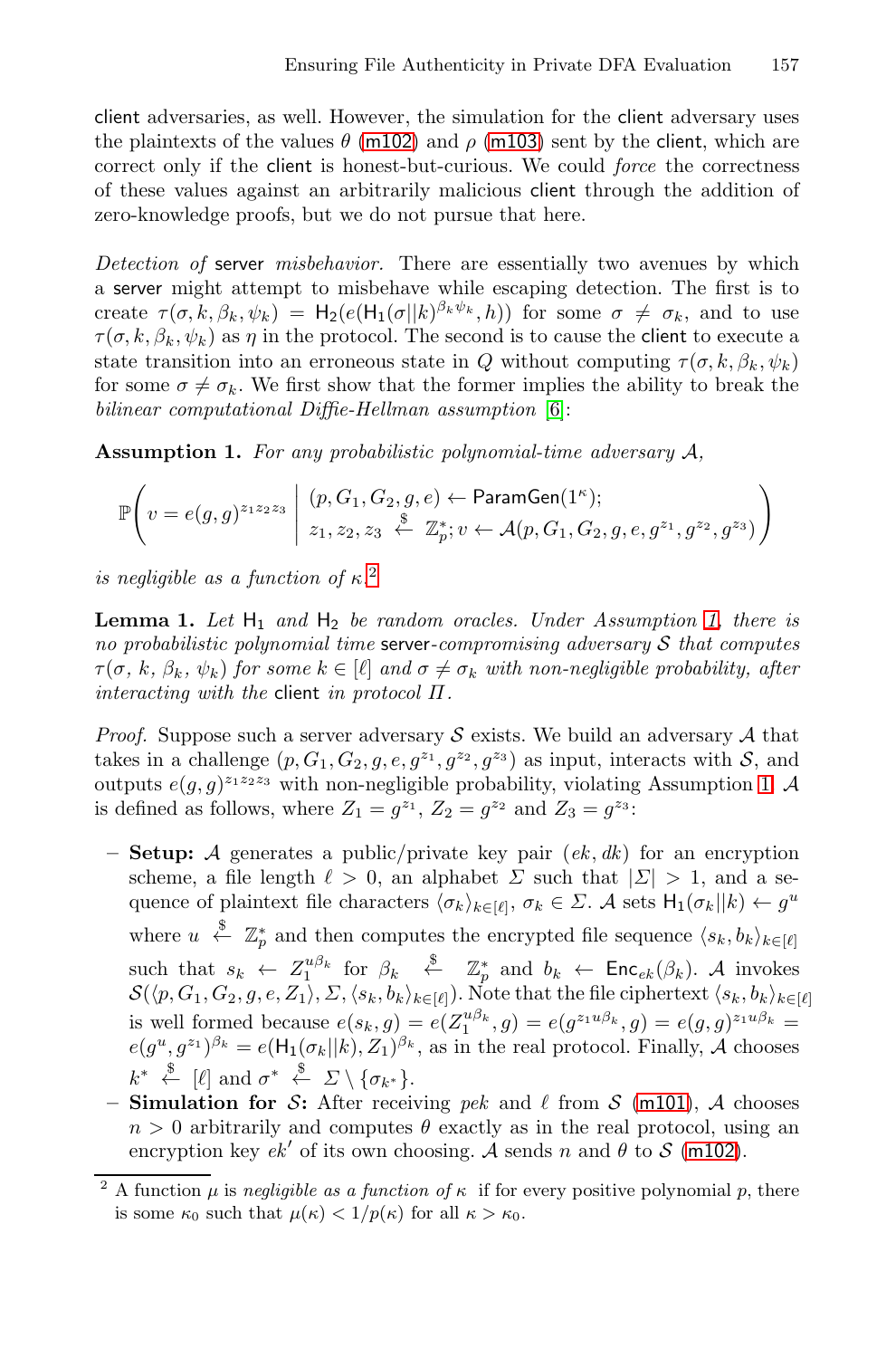client adversaries, as well. However, the simulation for the client adversary uses the plaintexts of the values $\theta$ (m102) and $\rho$ (m103) sent by the client, which are correct only if the client is honest-but-curious. We could *force* the correctness of these values against an arbitrarily malicious client through the addition of zero-knowledge proofs, but we do not pursue that here.

*Detection of* server *misbehavior.* There are essentially two avenues by which a server might attempt to misbehave while escaping detection. The first is to create $\tau(\sigma, k, \beta_k, \psi_k) = \mathsf{H}_2(e(\mathsf{H}_1(\sigma||k)^{\beta_k\psi_k}, h))$ for some $\sigma \neq \sigma_k$, and to use $\tau(\sigma, k, \beta_k, \psi_k)$ as $\eta$ in the protocol. The second is to cause the client to execute a state transition into an erroneous state in $Q$ without computing $\tau(\sigma, k, \beta_k, \psi_k)$ for some $\sigma \neq \sigma_k$. We first show that the former implies the ability to break the *bilinear computational Diffie-Hellman assumption* [6]:

**Assumption 1.** *For any probabilistic polynomial-time adversary $\mathcal{A}$,*

$$\mathbb{P}\left(v = e(g,g)^{z_1 z_2 z_3} \;\middle|\; \begin{array}{l}(p, G_1, G_2, g, e) \leftarrow \mathsf{ParamGen}(1^\kappa);\\ z_1, z_2, z_3 \xleftarrow{\$} \mathbb{Z}_p^*; v \leftarrow \mathcal{A}(p, G_1, G_2, g, e, g^{z_1}, g^{z_2}, g^{z_3})\end{array}\right)$$

*is negligible as a function of $\kappa$.*[2]

**Lemma 1.** *Let $\mathsf{H}_1$ and $\mathsf{H}_2$ be random oracles. Under Assumption 1, there is no probabilistic polynomial time* server*-compromising adversary $\mathcal{S}$ that computes $\tau(\sigma,\, k,\, \beta_k,\, \psi_k)$ for some $k \in [\ell]$ and $\sigma \neq \sigma_k$ with non-negligible probability, after interacting with the* client *in protocol $\Pi$.*

*Proof.* Suppose such a server adversary $\mathcal{S}$ exists. We build an adversary $\mathcal{A}$ that takes in a challenge $(p, G_1, G_2, g, e, g^{z_1}, g^{z_2}, g^{z_3})$ as input, interacts with $\mathcal{S}$, and outputs $e(g,g)^{z_1 z_2 z_3}$ with non-negligible probability, violating Assumption 1. $\mathcal{A}$ is defined as follows, where $Z_1 = g^{z_1}$, $Z_2 = g^{z_2}$ and $Z_3 = g^{z_3}$:

- **Setup:** $\mathcal{A}$ generates a public/private key pair $(ek, dk)$ for an encryption scheme, a file length $\ell > 0$, an alphabet $\Sigma$ such that $|\Sigma| > 1$, and a sequence of plaintext file characters $\langle \sigma_k \rangle_{k \in [\ell]}$, $\sigma_k \in \Sigma$. $\mathcal{A}$ sets $\mathsf{H}_1(\sigma_k||k) \leftarrow g^u$ where $u \xleftarrow{\$} \mathbb{Z}_p^*$ and then computes the encrypted file sequence $\langle s_k, b_k \rangle_{k \in [\ell]}$ such that $s_k \leftarrow Z_1^{u\beta_k}$ for $\beta_k \xleftarrow{\$} \mathbb{Z}_p^*$ and $b_k \leftarrow \mathsf{Enc}_{ek}(\beta_k)$. $\mathcal{A}$ invokes $\mathcal{S}(\langle p, G_1, G_2, g, e, Z_1 \rangle, \Sigma, \langle s_k, b_k \rangle_{k \in [\ell]})$. Note that the file ciphertext $\langle s_k, b_k \rangle_{k \in [\ell]}$ is well formed because $e(s_k, g) = e(Z_1^{u\beta_k}, g) = e(g^{z_1 u \beta_k}, g) = e(g,g)^{z_1 u \beta_k} = e(g^u, g^{z_1})^{\beta_k} = e(\mathsf{H}_1(\sigma_k||k), Z_1)^{\beta_k}$, as in the real protocol. Finally, $\mathcal{A}$ chooses $k^* \xleftarrow{\$} [\ell]$ and $\sigma^* \xleftarrow{\$} \Sigma \setminus \{\sigma_{k^*}\}$.
- **Simulation for $\mathcal{S}$:** After receiving *pek* and $\ell$ from $\mathcal{S}$ (m101), $\mathcal{A}$ chooses $n > 0$ arbitrarily and computes $\theta$ exactly as in the real protocol, using an encryption key $ek'$ of its own choosing. $\mathcal{A}$ sends $n$ and $\theta$ to $\mathcal{S}$ (m102).

[2] A function $\mu$ is *negligible as a function of $\kappa$* if for every positive polynomial $p$, there is some $\kappa_0$ such that $\mu(\kappa) < 1/p(\kappa)$ for all $\kappa > \kappa_0$.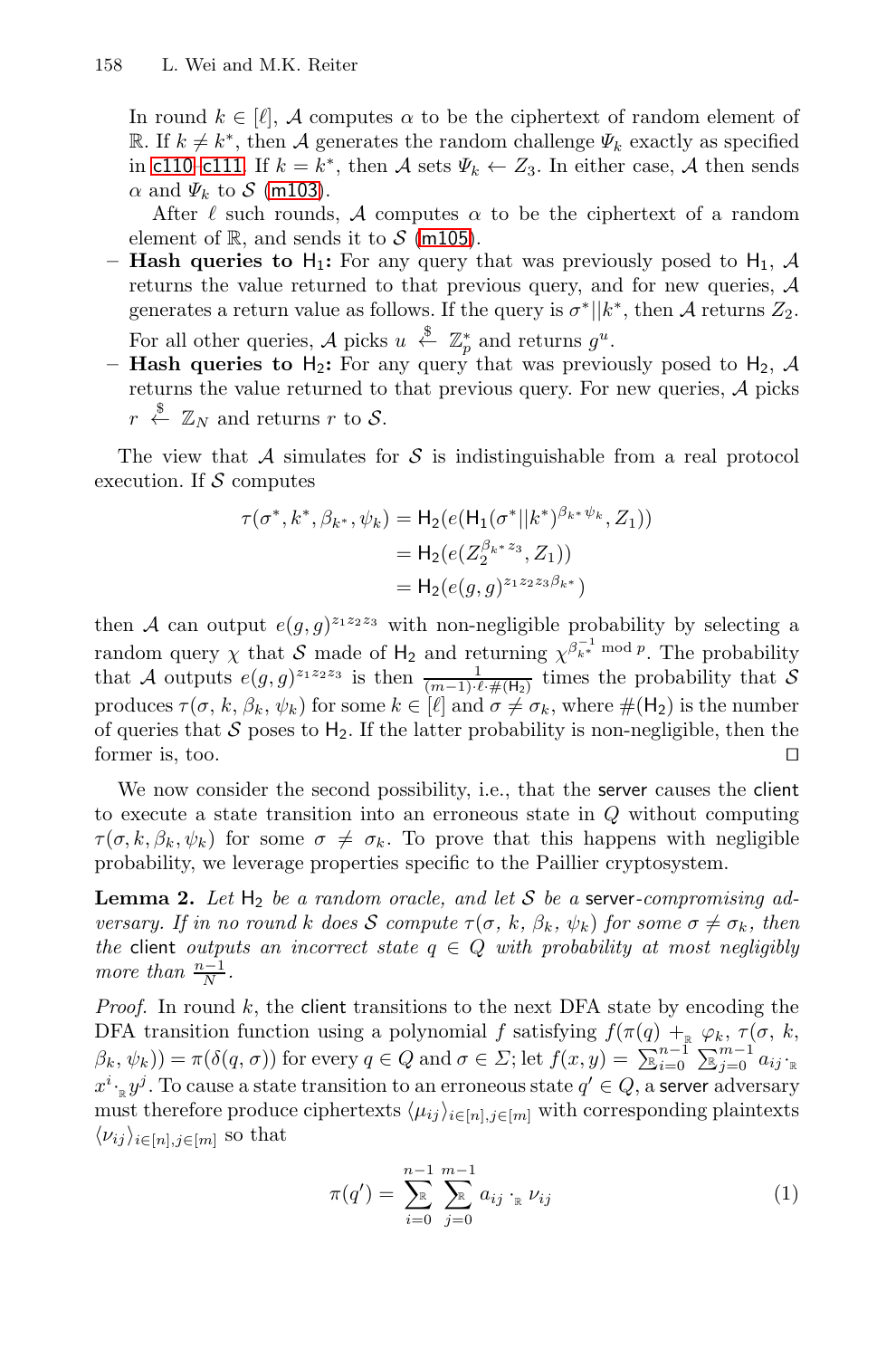In round $k \in [\ell]$, $\mathcal{A}$ computes $\alpha$ to be the ciphertext of random element of $\mathbb{R}$. If $k \neq k^*$, then $\mathcal{A}$ generates the random challenge $\Psi_k$ exactly as specified in c110–c111. If $k = k^*$, then $\mathcal{A}$ sets $\Psi_k \leftarrow Z_3$. In either case, $\mathcal{A}$ then sends $\alpha$ and $\Psi_k$ to $\mathcal{S}$ (m103).

After $\ell$ such rounds, $\mathcal{A}$ computes $\alpha$ to be the ciphertext of a random element of $\mathbb{R}$, and sends it to $\mathcal{S}$ (m105).

- **Hash queries to $\mathsf{H}_1$:** For any query that was previously posed to $\mathsf{H}_1$, $\mathcal{A}$ returns the value returned to that previous query, and for new queries, $\mathcal{A}$ generates a return value as follows. If the query is $\sigma^*||k^*$, then $\mathcal{A}$ returns $Z_2$. For all other queries, $\mathcal{A}$ picks $u \xleftarrow{\$} \mathbb{Z}_p^*$ and returns $g^u$.
- **Hash queries to $\mathsf{H}_2$:** For any query that was previously posed to $\mathsf{H}_2$, $\mathcal{A}$ returns the value returned to that previous query. For new queries, $\mathcal{A}$ picks $r \xleftarrow{\$} \mathbb{Z}_N$ and returns $r$ to $\mathcal{S}$.

The view that $\mathcal{A}$ simulates for $\mathcal{S}$ is indistinguishable from a real protocol execution. If $\mathcal{S}$ computes

$$
\begin{aligned}
\tau(\sigma^*, k^*, \beta_{k^*}, \psi_k) &= \mathsf{H}_2(e(\mathsf{H}_1(\sigma^*||k^*)^{\beta_{k^*}\psi_k}, Z_1)) \\
&= \mathsf{H}_2(e(Z_2^{\beta_{k^*} z_3}, Z_1)) \\
&= \mathsf{H}_2(e(g,g)^{z_1 z_2 z_3 \beta_{k^*}})
\end{aligned}
$$

then $\mathcal{A}$ can output $e(g,g)^{z_1 z_2 z_3}$ with non-negligible probability by selecting a random query $\chi$ that $\mathcal{S}$ made of $\mathsf{H}_2$ and returning $\chi^{\beta_{k^*}^{-1} \bmod p}$. The probability that $\mathcal{A}$ outputs $e(g,g)^{z_1 z_2 z_3}$ is then $\frac{1}{(m-1)\cdot \ell \cdot \#(\mathsf{H}_2)}$ times the probability that $\mathcal{S}$ produces $\tau(\sigma, k, \beta_k, \psi_k)$ for some $k \in [\ell]$ and $\sigma \neq \sigma_k$, where $\#(\mathsf{H}_2)$ is the number of queries that $\mathcal{S}$ poses to $\mathsf{H}_2$. If the latter probability is non-negligible, then the former is, too. ◻

We now consider the second possibility, i.e., that the server causes the client to execute a state transition into an erroneous state in $Q$ without computing $\tau(\sigma, k, \beta_k, \psi_k)$ for some $\sigma \neq \sigma_k$. To prove that this happens with negligible probability, we leverage properties specific to the Paillier cryptosystem.

**Lemma 2.** *Let $\mathsf{H}_2$ be a random oracle, and let $\mathcal{S}$ be a server-compromising adversary. If in no round $k$ does $\mathcal{S}$ compute $\tau(\sigma, k, \beta_k, \psi_k)$ for some $\sigma \neq \sigma_k$, then the client outputs an incorrect state $q \in Q$ with probability at most negligibly more than $\frac{n-1}{N}$.*

*Proof.* In round $k$, the client transitions to the next DFA state by encoding the DFA transition function using a polynomial $f$ satisfying $f(\pi(q) +_{\mathbb{R}} \varphi_k, \tau(\sigma, k, \beta_k, \psi_k)) = \pi(\delta(q, \sigma))$ for every $q \in Q$ and $\sigma \in \Sigma$; let $f(x, y) = \sum_{i=0}^{\mathbb{R}\, n-1} \sum_{j=0}^{\mathbb{R}\, m-1} a_{ij} \cdot_{\mathbb{R}} x^i \cdot_{\mathbb{R}} y^j$. To cause a state transition to an erroneous state $q' \in Q$, a server adversary must therefore produce ciphertexts $\langle \mu_{ij} \rangle_{i \in [n], j \in [m]}$ with corresponding plaintexts $\langle \nu_{ij} \rangle_{i \in [n], j \in [m]}$ so that

$$
\pi(q') = \sum_{i=0}^{n-1}{}^{\mathbb{R}} \sum_{j=0}^{m-1}{}^{\mathbb{R}} a_{ij} \cdot_{\mathbb{R}} \nu_{ij} \tag{1}
$$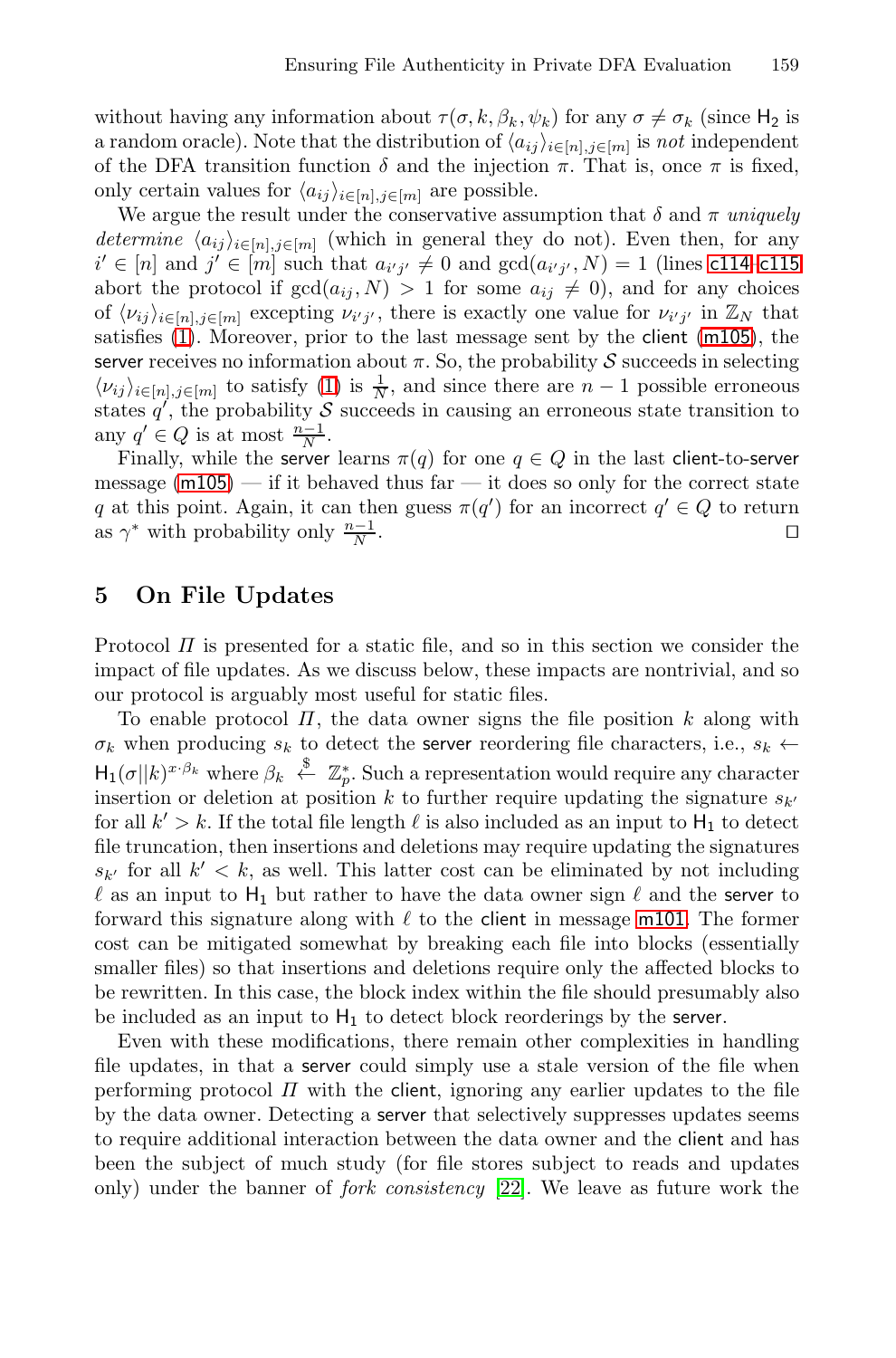without having any information about $\tau(\sigma, k, \beta_k, \psi_k)$ for any $\sigma \neq \sigma_k$ (since $\mathsf{H}_2$ is a random oracle). Note that the distribution of $\langle a_{ij} \rangle_{i \in [n], j \in [m]}$ is *not* independent of the DFA transition function $\delta$ and the injection $\pi$. That is, once $\pi$ is fixed, only certain values for $\langle a_{ij} \rangle_{i \in [n], j \in [m]}$ are possible.

We argue the result under the conservative assumption that $\delta$ and $\pi$ *uniquely determine* $\langle a_{ij} \rangle_{i \in [n], j \in [m]}$ (which in general they do not). Even then, for any $i' \in [n]$ and $j' \in [m]$ such that $a_{i'j'} \neq 0$ and $\gcd(a_{i'j'}, N) = 1$ (lines c114–c115 abort the protocol if $\gcd(a_{ij}, N) > 1$ for some $a_{ij} \neq 0$), and for any choices of $\langle \nu_{ij} \rangle_{i \in [n], j \in [m]}$ excepting $\nu_{i'j'}$, there is exactly one value for $\nu_{i'j'}$ in $\mathbb{Z}_N$ that satisfies (1). Moreover, prior to the last message sent by the client (m105), the server receives no information about $\pi$. So, the probability $\mathcal{S}$ succeeds in selecting $\langle \nu_{ij} \rangle_{i \in [n], j \in [m]}$ to satisfy (1) is $\frac{1}{N}$, and since there are $n-1$ possible erroneous states $q'$, the probability $\mathcal{S}$ succeeds in causing an erroneous state transition to any $q' \in Q$ is at most $\frac{n-1}{N}$.

Finally, while the server learns $\pi(q)$ for one $q \in Q$ in the last client-to-server message (m105) — if it behaved thus far — it does so only for the correct state $q$ at this point. Again, it can then guess $\pi(q')$ for an incorrect $q' \in Q$ to return as $\gamma^*$ with probability only $\frac{n-1}{N}$. $\square$

## 5 On File Updates

Protocol $\Pi$ is presented for a static file, and so in this section we consider the impact of file updates. As we discuss below, these impacts are nontrivial, and so our protocol is arguably most useful for static files.

To enable protocol $\Pi$, the data owner signs the file position $k$ along with $\sigma_k$ when producing $s_k$ to detect the server reordering file characters, i.e., $s_k \leftarrow \mathsf{H}_1(\sigma || k)^{x \cdot \beta_k}$ where $\beta_k \stackrel{\$}{\leftarrow} \mathbb{Z}_p^*$. Such a representation would require any character insertion or deletion at position $k$ to further require updating the signature $s_{k'}$ for all $k' > k$. If the total file length $\ell$ is also included as an input to $\mathsf{H}_1$ to detect file truncation, then insertions and deletions may require updating the signatures $s_{k'}$ for all $k' < k$, as well. This latter cost can be eliminated by not including $\ell$ as an input to $\mathsf{H}_1$ but rather to have the data owner sign $\ell$ and the server to forward this signature along with $\ell$ to the client in message m101. The former cost can be mitigated somewhat by breaking each file into blocks (essentially smaller files) so that insertions and deletions require only the affected blocks to be rewritten. In this case, the block index within the file should presumably also be included as an input to $\mathsf{H}_1$ to detect block reorderings by the server.

Even with these modifications, there remain other complexities in handling file updates, in that a server could simply use a stale version of the file when performing protocol $\Pi$ with the client, ignoring any earlier updates to the file by the data owner. Detecting a server that selectively suppresses updates seems to require additional interaction between the data owner and the client and has been the subject of much study (for file stores subject to reads and updates only) under the banner of *fork consistency* [22]. We leave as future work the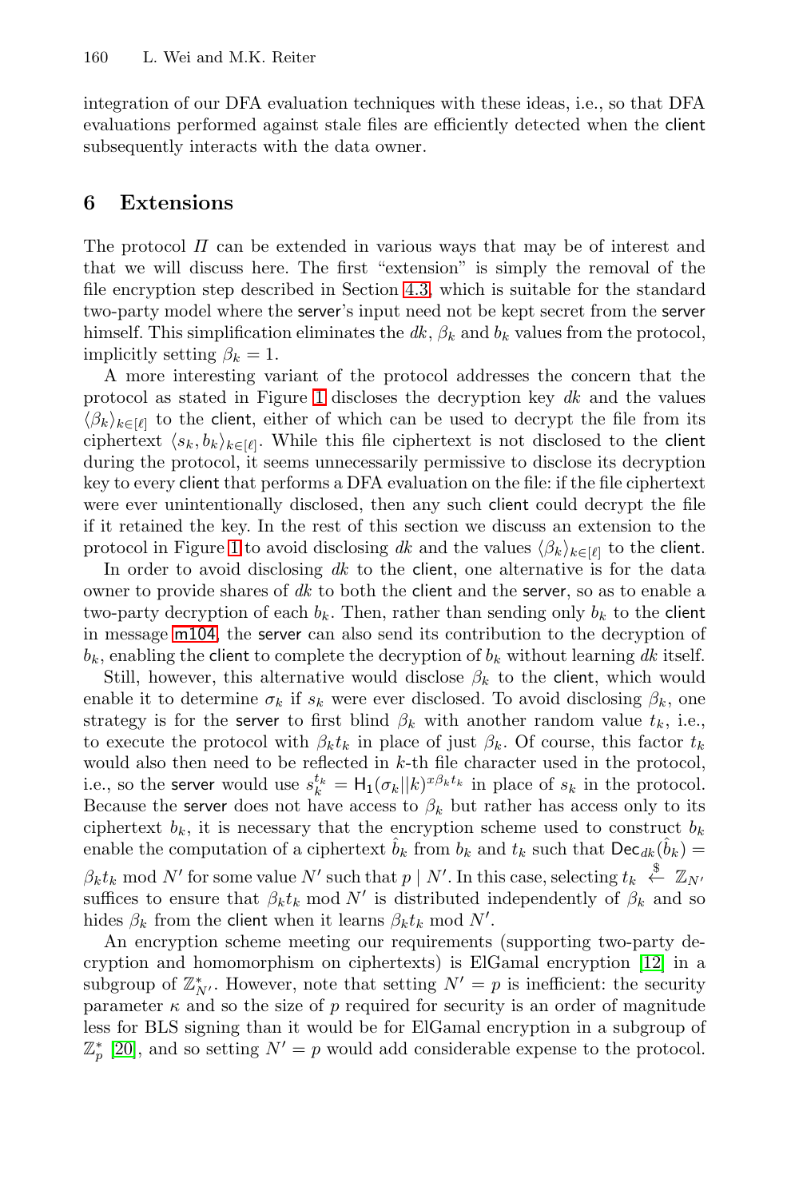integration of our DFA evaluation techniques with these ideas, i.e., so that DFA evaluations performed against stale files are efficiently detected when the client subsequently interacts with the data owner.

## 6 Extensions

The protocol $\Pi$ can be extended in various ways that may be of interest and that we will discuss here. The first "extension" is simply the removal of the file encryption step described in Section 4.3, which is suitable for the standard two-party model where the server's input need not be kept secret from the server himself. This simplification eliminates the $dk$, $\beta_k$ and $b_k$ values from the protocol, implicitly setting $\beta_k = 1$.

A more interesting variant of the protocol addresses the concern that the protocol as stated in Figure 1 discloses the decryption key $dk$ and the values $\langle \beta_k \rangle_{k \in [\ell]}$ to the client, either of which can be used to decrypt the file from its ciphertext $\langle s_k, b_k \rangle_{k \in [\ell]}$. While this file ciphertext is not disclosed to the client during the protocol, it seems unnecessarily permissive to disclose its decryption key to every client that performs a DFA evaluation on the file: if the file ciphertext were ever unintentionally disclosed, then any such client could decrypt the file if it retained the key. In the rest of this section we discuss an extension to the protocol in Figure 1 to avoid disclosing $dk$ and the values $\langle \beta_k \rangle_{k \in [\ell]}$ to the client.

In order to avoid disclosing $dk$ to the client, one alternative is for the data owner to provide shares of $dk$ to both the client and the server, so as to enable a two-party decryption of each $b_k$. Then, rather than sending only $b_k$ to the client in message m104, the server can also send its contribution to the decryption of $b_k$, enabling the client to complete the decryption of $b_k$ without learning $dk$ itself.

Still, however, this alternative would disclose $\beta_k$ to the client, which would enable it to determine $\sigma_k$ if $s_k$ were ever disclosed. To avoid disclosing $\beta_k$, one strategy is for the server to first blind $\beta_k$ with another random value $t_k$, i.e., to execute the protocol with $\beta_k t_k$ in place of just $\beta_k$. Of course, this factor $t_k$ would also then need to be reflected in $k$-th file character used in the protocol, i.e., so the server would use $s_k^{t_k} = \mathsf{H}_1(\sigma_k || k)^{x \beta_k t_k}$ in place of $s_k$ in the protocol. Because the server does not have access to $\beta_k$ but rather has access only to its ciphertext $b_k$, it is necessary that the encryption scheme used to construct $b_k$ enable the computation of a ciphertext $\hat{b}_k$ from $b_k$ and $t_k$ such that $\mathsf{Dec}_{dk}(\hat{b}_k) = \beta_k t_k \bmod N'$ for some value $N'$ such that $p \mid N'$. In this case, selecting $t_k \xleftarrow{\$} \mathbb{Z}_{N'}$ suffices to ensure that $\beta_k t_k \bmod N'$ is distributed independently of $\beta_k$ and so hides $\beta_k$ from the client when it learns $\beta_k t_k \bmod N'$.

An encryption scheme meeting our requirements (supporting two-party decryption and homomorphism on ciphertexts) is ElGamal encryption [12] in a subgroup of $\mathbb{Z}^*_{N'}$. However, note that setting $N' = p$ is inefficient: the security parameter $\kappa$ and so the size of $p$ required for security is an order of magnitude less for BLS signing than it would be for ElGamal encryption in a subgroup of $\mathbb{Z}^*_p$ [20], and so setting $N' = p$ would add considerable expense to the protocol.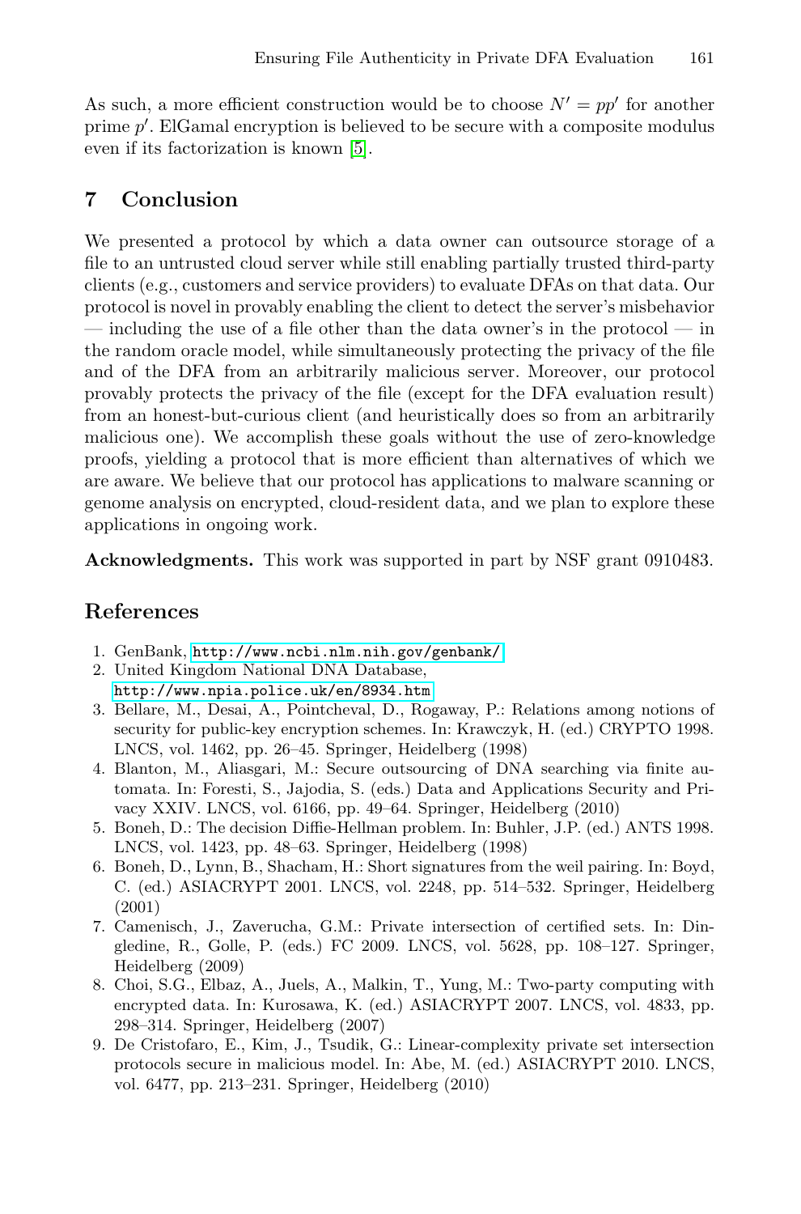As such, a more efficient construction would be to choose $N' = pp'$ for another prime $p'$. ElGamal encryption is believed to be secure with a composite modulus even if its factorization is known [5].

## 7 Conclusion

We presented a protocol by which a data owner can outsource storage of a file to an untrusted cloud server while still enabling partially trusted third-party clients (e.g., customers and service providers) to evaluate DFAs on that data. Our protocol is novel in provably enabling the client to detect the server's misbehavior — including the use of a file other than the data owner's in the protocol — in the random oracle model, while simultaneously protecting the privacy of the file and of the DFA from an arbitrarily malicious server. Moreover, our protocol provably protects the privacy of the file (except for the DFA evaluation result) from an honest-but-curious client (and heuristically does so from an arbitrarily malicious one). We accomplish these goals without the use of zero-knowledge proofs, yielding a protocol that is more efficient than alternatives of which we are aware. We believe that our protocol has applications to malware scanning or genome analysis on encrypted, cloud-resident data, and we plan to explore these applications in ongoing work.

**Acknowledgments.** This work was supported in part by NSF grant 0910483.

## References

1. GenBank, http://www.ncbi.nlm.nih.gov/genbank/
2. United Kingdom National DNA Database, http://www.npia.police.uk/en/8934.htm
3. Bellare, M., Desai, A., Pointcheval, D., Rogaway, P.: Relations among notions of security for public-key encryption schemes. In: Krawczyk, H. (ed.) CRYPTO 1998. LNCS, vol. 1462, pp. 26–45. Springer, Heidelberg (1998)
4. Blanton, M., Aliasgari, M.: Secure outsourcing of DNA searching via finite automata. In: Foresti, S., Jajodia, S. (eds.) Data and Applications Security and Privacy XXIV. LNCS, vol. 6166, pp. 49–64. Springer, Heidelberg (2010)
5. Boneh, D.: The decision Diffie-Hellman problem. In: Buhler, J.P. (ed.) ANTS 1998. LNCS, vol. 1423, pp. 48–63. Springer, Heidelberg (1998)
6. Boneh, D., Lynn, B., Shacham, H.: Short signatures from the weil pairing. In: Boyd, C. (ed.) ASIACRYPT 2001. LNCS, vol. 2248, pp. 514–532. Springer, Heidelberg (2001)
7. Camenisch, J., Zaverucha, G.M.: Private intersection of certified sets. In: Dingledine, R., Golle, P. (eds.) FC 2009. LNCS, vol. 5628, pp. 108–127. Springer, Heidelberg (2009)
8. Choi, S.G., Elbaz, A., Juels, A., Malkin, T., Yung, M.: Two-party computing with encrypted data. In: Kurosawa, K. (ed.) ASIACRYPT 2007. LNCS, vol. 4833, pp. 298–314. Springer, Heidelberg (2007)
9. De Cristofaro, E., Kim, J., Tsudik, G.: Linear-complexity private set intersection protocols secure in malicious model. In: Abe, M. (ed.) ASIACRYPT 2010. LNCS, vol. 6477, pp. 213–231. Springer, Heidelberg (2010)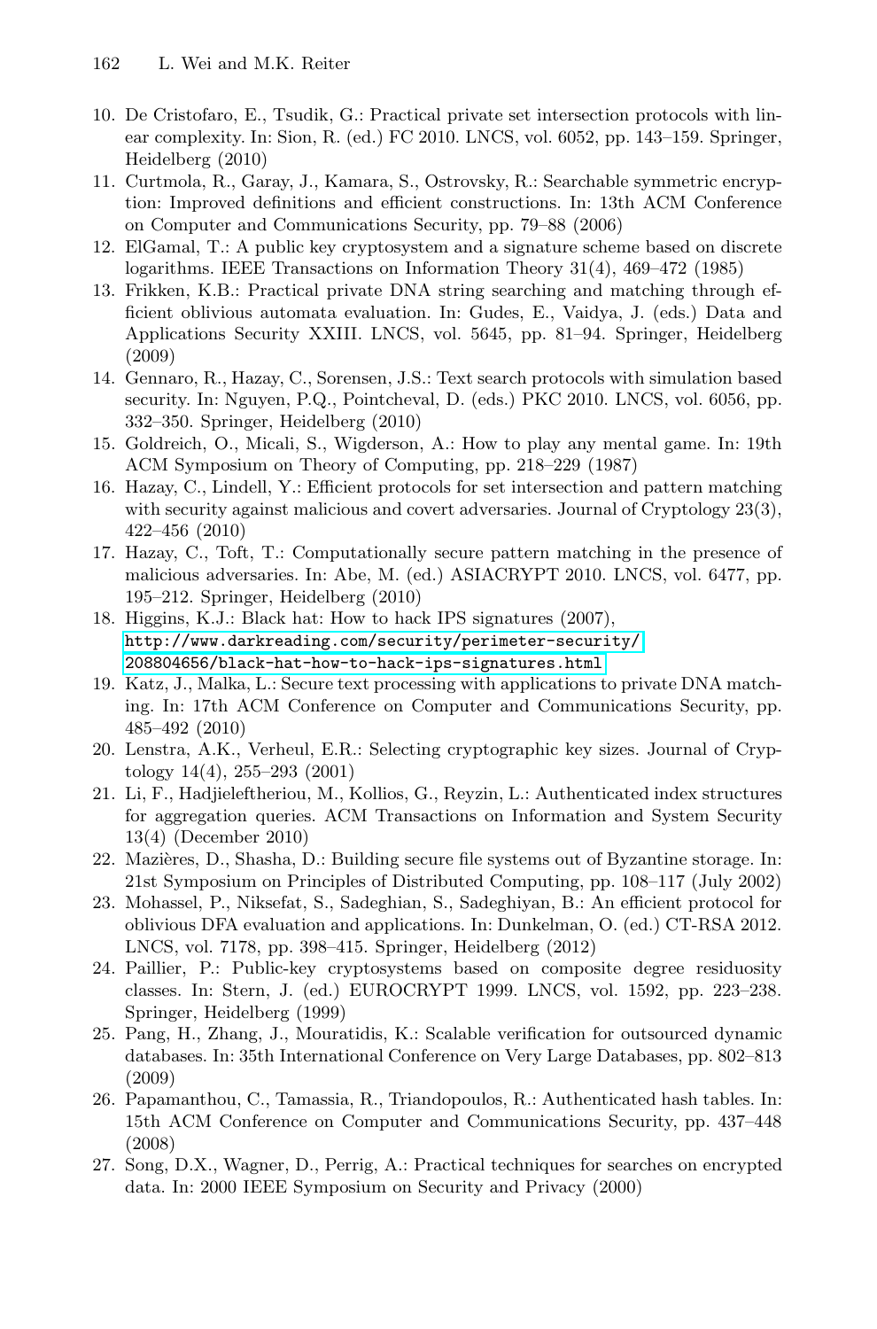10. De Cristofaro, E., Tsudik, G.: Practical private set intersection protocols with linear complexity. In: Sion, R. (ed.) FC 2010. LNCS, vol. 6052, pp. 143–159. Springer, Heidelberg (2010)
11. Curtmola, R., Garay, J., Kamara, S., Ostrovsky, R.: Searchable symmetric encryption: Improved definitions and efficient constructions. In: 13th ACM Conference on Computer and Communications Security, pp. 79–88 (2006)
12. ElGamal, T.: A public key cryptosystem and a signature scheme based on discrete logarithms. IEEE Transactions on Information Theory 31(4), 469–472 (1985)
13. Frikken, K.B.: Practical private DNA string searching and matching through efficient oblivious automata evaluation. In: Gudes, E., Vaidya, J. (eds.) Data and Applications Security XXIII. LNCS, vol. 5645, pp. 81–94. Springer, Heidelberg (2009)
14. Gennaro, R., Hazay, C., Sorensen, J.S.: Text search protocols with simulation based security. In: Nguyen, P.Q., Pointcheval, D. (eds.) PKC 2010. LNCS, vol. 6056, pp. 332–350. Springer, Heidelberg (2010)
15. Goldreich, O., Micali, S., Wigderson, A.: How to play any mental game. In: 19th ACM Symposium on Theory of Computing, pp. 218–229 (1987)
16. Hazay, C., Lindell, Y.: Efficient protocols for set intersection and pattern matching with security against malicious and covert adversaries. Journal of Cryptology 23(3), 422–456 (2010)
17. Hazay, C., Toft, T.: Computationally secure pattern matching in the presence of malicious adversaries. In: Abe, M. (ed.) ASIACRYPT 2010. LNCS, vol. 6477, pp. 195–212. Springer, Heidelberg (2010)
18. Higgins, K.J.: Black hat: How to hack IPS signatures (2007), http://www.darkreading.com/security/perimeter-security/208804656/black-hat-how-to-hack-ips-signatures.html
19. Katz, J., Malka, L.: Secure text processing with applications to private DNA matching. In: 17th ACM Conference on Computer and Communications Security, pp. 485–492 (2010)
20. Lenstra, A.K., Verheul, E.R.: Selecting cryptographic key sizes. Journal of Cryptology 14(4), 255–293 (2001)
21. Li, F., Hadjieleftheriou, M., Kollios, G., Reyzin, L.: Authenticated index structures for aggregation queries. ACM Transactions on Information and System Security 13(4) (December 2010)
22. Mazières, D., Shasha, D.: Building secure file systems out of Byzantine storage. In: 21st Symposium on Principles of Distributed Computing, pp. 108–117 (July 2002)
23. Mohassel, P., Niksefat, S., Sadeghian, S., Sadeghiyan, B.: An efficient protocol for oblivious DFA evaluation and applications. In: Dunkelman, O. (ed.) CT-RSA 2012. LNCS, vol. 7178, pp. 398–415. Springer, Heidelberg (2012)
24. Paillier, P.: Public-key cryptosystems based on composite degree residuosity classes. In: Stern, J. (ed.) EUROCRYPT 1999. LNCS, vol. 1592, pp. 223–238. Springer, Heidelberg (1999)
25. Pang, H., Zhang, J., Mouratidis, K.: Scalable verification for outsourced dynamic databases. In: 35th International Conference on Very Large Databases, pp. 802–813 (2009)
26. Papamanthou, C., Tamassia, R., Triandopoulos, R.: Authenticated hash tables. In: 15th ACM Conference on Computer and Communications Security, pp. 437–448 (2008)
27. Song, D.X., Wagner, D., Perrig, A.: Practical techniques for searches on encrypted data. In: 2000 IEEE Symposium on Security and Privacy (2000)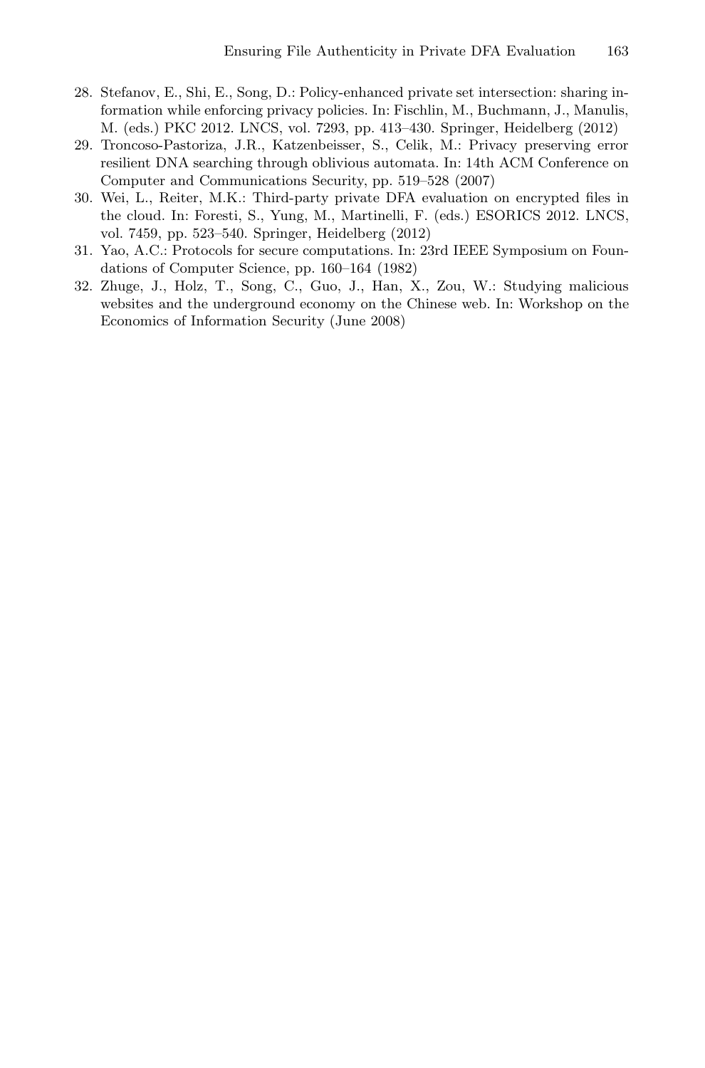28. Stefanov, E., Shi, E., Song, D.: Policy-enhanced private set intersection: sharing information while enforcing privacy policies. In: Fischlin, M., Buchmann, J., Manulis, M. (eds.) PKC 2012. LNCS, vol. 7293, pp. 413–430. Springer, Heidelberg (2012)
29. Troncoso-Pastoriza, J.R., Katzenbeisser, S., Celik, M.: Privacy preserving error resilient DNA searching through oblivious automata. In: 14th ACM Conference on Computer and Communications Security, pp. 519–528 (2007)
30. Wei, L., Reiter, M.K.: Third-party private DFA evaluation on encrypted files in the cloud. In: Foresti, S., Yung, M., Martinelli, F. (eds.) ESORICS 2012. LNCS, vol. 7459, pp. 523–540. Springer, Heidelberg (2012)
31. Yao, A.C.: Protocols for secure computations. In: 23rd IEEE Symposium on Foundations of Computer Science, pp. 160–164 (1982)
32. Zhuge, J., Holz, T., Song, C., Guo, J., Han, X., Zou, W.: Studying malicious websites and the underground economy on the Chinese web. In: Workshop on the Economics of Information Security (June 2008)